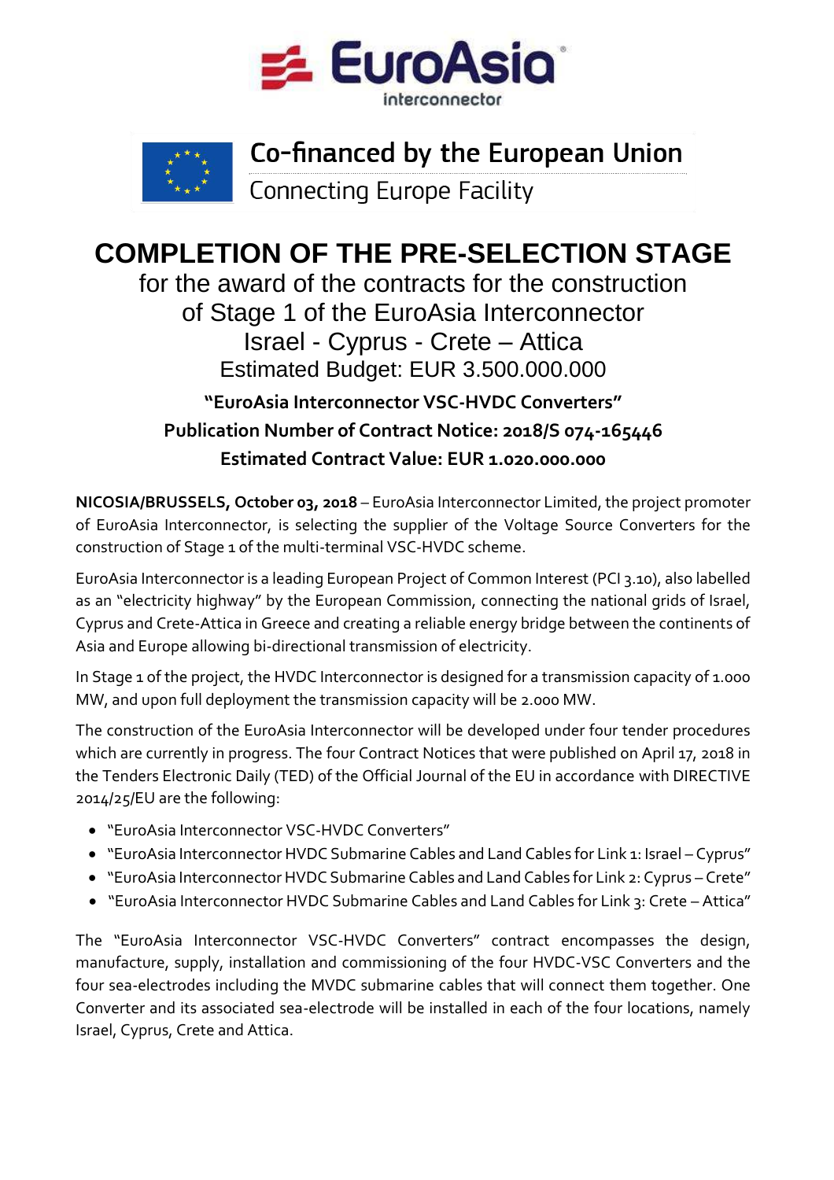EuroAsia interconnector

Co-financed by the European Union

Connecting Europe Facility

# COMPLETION OF THE PRE-SELECTION STAGE

## for the award of the contracts for the construction of Stage 1 of the EuroAsia Interconnector Israel - Cyprus - Crete – Attica

## Estimated Budget: EUR 3.500.000.000

**"EuroAsia Interconnector VSC-HVDC Converters"**

**Publication Number of Contract Notice: 2018/S 074-165446**

**Estimated Contract Value: EUR 1.020.000.000**

**NICOSIA/BRUSSELS, October 03, 2018** – EuroAsia Interconnector Limited, the project promoter of EuroAsia Interconnector, is selecting the supplier of the Voltage Source Converters for the construction of Stage 1 of the multi-terminal VSC-HVDC scheme.

EuroAsia Interconnector is a leading European Project of Common Interest (PCI 3.10), also labelled as an "electricity highway" by the European Commission, connecting the national grids of Israel, Cyprus and Crete-Attica in Greece and creating a reliable energy bridge between the continents of Asia and Europe allowing bi-directional transmission of electricity.

In Stage 1 of the project, the HVDC Interconnector is designed for a transmission capacity of 1.000 MW, and upon full deployment the transmission capacity will be 2.000 MW.

The construction of the EuroAsia Interconnector will be developed under four tender procedures which are currently in progress. The four Contract Notices that were published on April 17, 2018 in the Tenders Electronic Daily (TED) of the Official Journal of the EU in accordance with DIRECTIVE 2014/25/EU are the following:

- "EuroAsia Interconnector VSC-HVDC Converters"
- "EuroAsia Interconnector HVDC Submarine Cables and Land Cables for Link 1: Israel – Cyprus"
- "EuroAsia Interconnector HVDC Submarine Cables and Land Cables for Link 2: Cyprus – Crete"
- "EuroAsia Interconnector HVDC Submarine Cables and Land Cables for Link 3: Crete – Attica"

The "EuroAsia Interconnector VSC-HVDC Converters" contract encompasses the design, manufacture, supply, installation and commissioning of the four HVDC-VSC Converters and the four sea-electrodes including the MVDC submarine cables that will connect them together. One Converter and its associated sea-electrode will be installed in each of the four locations, namely Israel, Cyprus, Crete and Attica.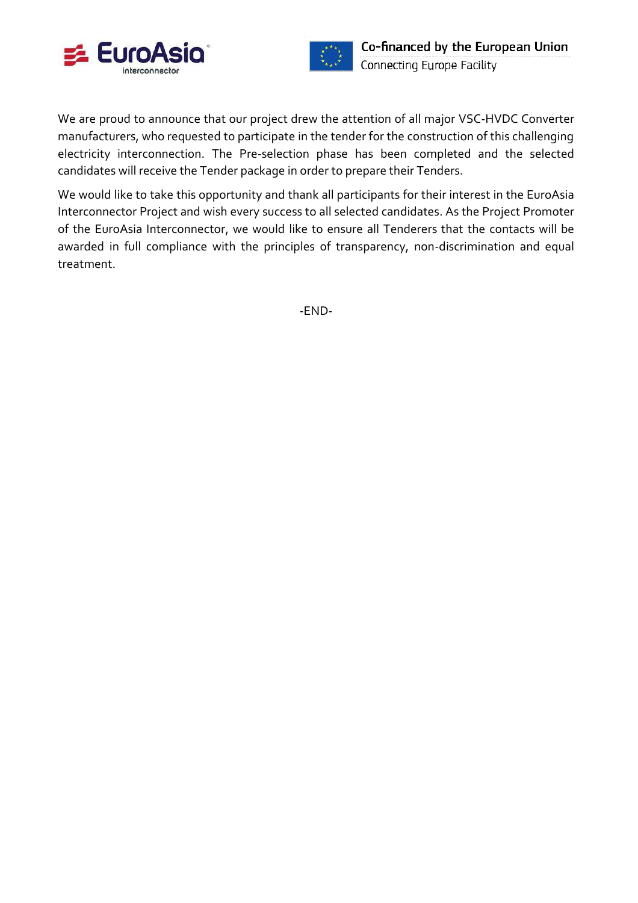We are proud to announce that our project drew the attention of all major VSC-HVDC Converter manufacturers, who requested to participate in the tender for the construction of this challenging electricity interconnection. The Pre-selection phase has been completed and the selected candidates will receive the Tender package in order to prepare their Tenders.

We would like to take this opportunity and thank all participants for their interest in the EuroAsia Interconnector Project and wish every success to all selected candidates. As the Project Promoter of the EuroAsia Interconnector, we would like to ensure all Tenderers that the contacts will be awarded in full compliance with the principles of transparency, non-discrimination and equal treatment.

-END-